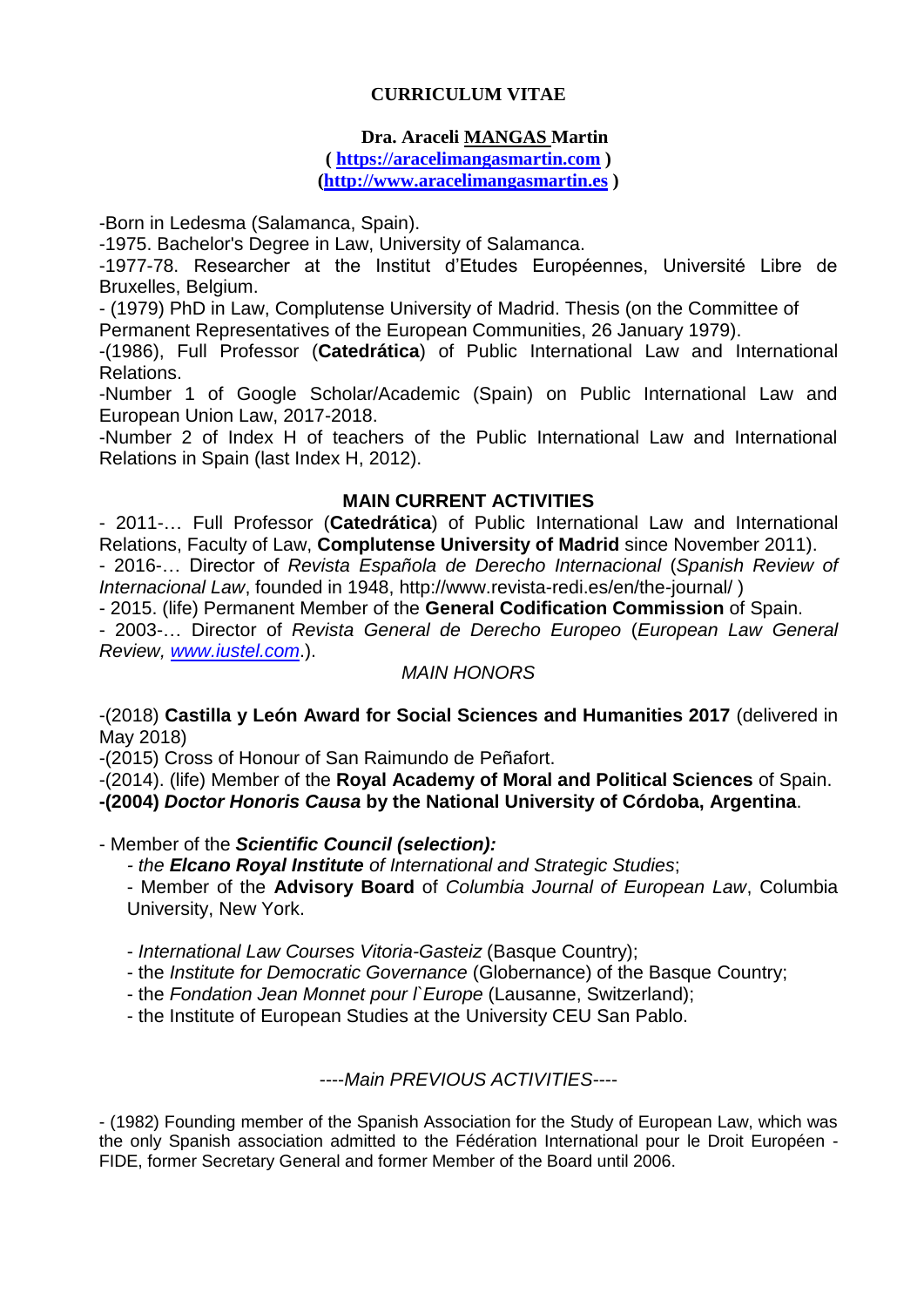# CURRICULUM VITAE

**Dra. Araceli MANGAS Martin**
**( https://aracelimangasmartin.com )**
**(http://www.aracelimangasmartin.es )**

-Born in Ledesma (Salamanca, Spain).
-1975. Bachelor's Degree in Law, University of Salamanca.
-1977-78. Researcher at the Institut d'Etudes Européennes, Université Libre de Bruxelles, Belgium.
- (1979) PhD in Law, Complutense University of Madrid. Thesis (on the Committee of Permanent Representatives of the European Communities, 26 January 1979).
-(1986), Full Professor (**Catedrática**) of Public International Law and International Relations.
-Number 1 of Google Scholar/Academic (Spain) on Public International Law and European Union Law, 2017-2018.
-Number 2 of Index H of teachers of the Public International Law and International Relations in Spain (last Index H, 2012).

## MAIN CURRENT ACTIVITIES

- 2011-… Full Professor (**Catedrática**) of Public International Law and International Relations, Faculty of Law, **Complutense University of Madrid** since November 2011).
- 2016-… Director of *Revista Española de Derecho Internacional* (*Spanish Review of Internacional Law*, founded in 1948, http://www.revista-redi.es/en/the-journal/ )
- 2015. (life) Permanent Member of the **General Codification Commission** of Spain.
- 2003-… Director of *Revista General de Derecho Europeo* (*European Law General Review, www.iustel.com*.).

## *MAIN HONORS*

-(2018) **Castilla y León Award for Social Sciences and Humanities 2017** (delivered in May 2018)
-(2015) Cross of Honour of San Raimundo de Peñafort.
-(2014). (life) Member of the **Royal Academy of Moral and Political Sciences** of Spain.
**-(2004) *Doctor Honoris Causa* by the National University of Córdoba, Argentina**.

- Member of the ***Scientific Council (selection):***
  - *the **Elcano Royal Institute** of International and Strategic Studies*;
  - Member of the **Advisory Board** of *Columbia Journal of European Law*, Columbia University, New York.
  - *International Law Courses Vitoria-Gasteiz* (Basque Country);
  - the *Institute for Democratic Governance* (Globernance) of the Basque Country;
  - the *Fondation Jean Monnet pour l`Europe* (Lausanne, Switzerland);
  - the Institute of European Studies at the University CEU San Pablo.

## ----*Main PREVIOUS ACTIVITIES*----

- (1982) Founding member of the Spanish Association for the Study of European Law, which was the only Spanish association admitted to the Fédération International pour le Droit Européen - FIDE, former Secretary General and former Member of the Board until 2006.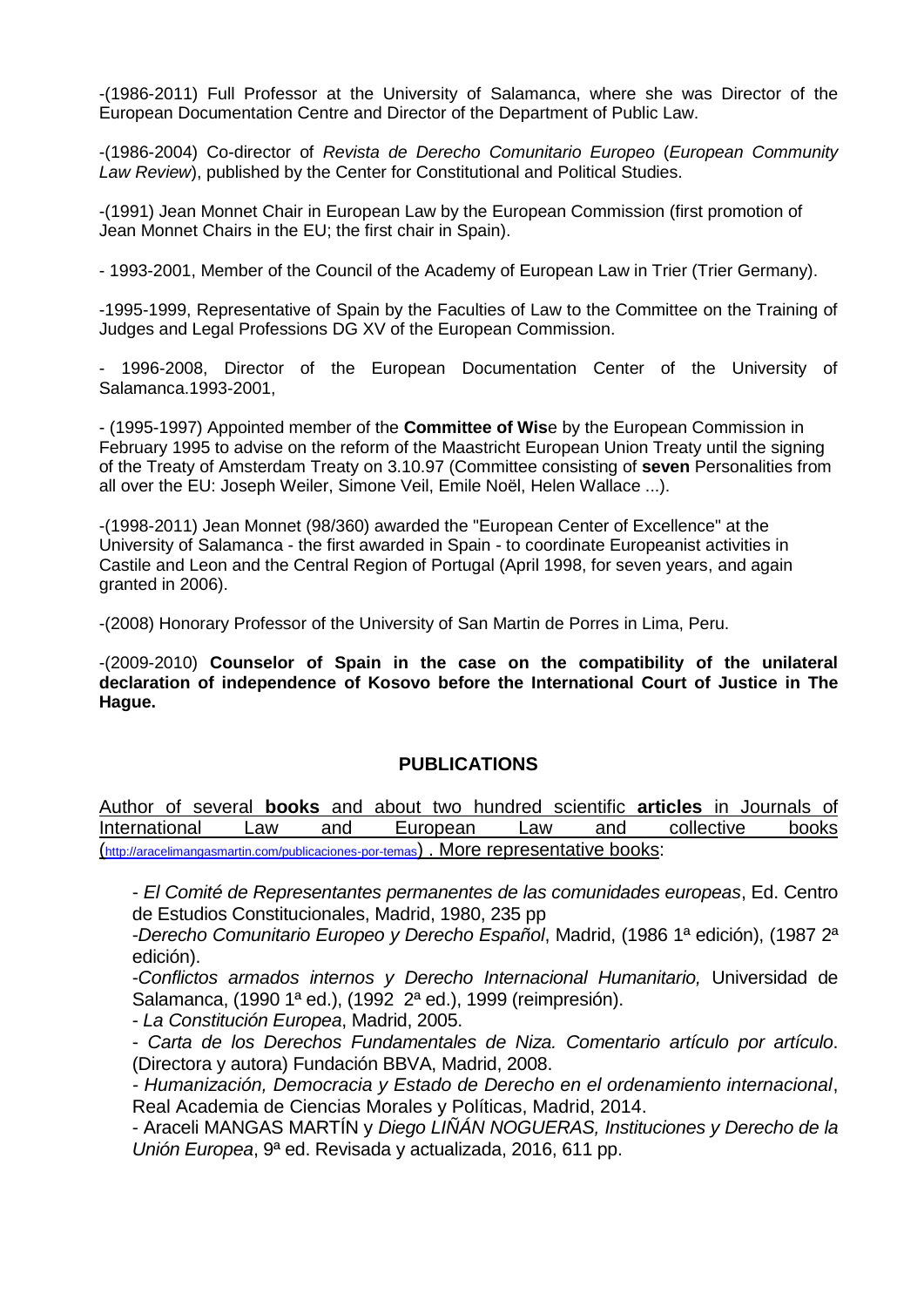-(1986-2011) Full Professor at the University of Salamanca, where she was Director of the European Documentation Centre and Director of the Department of Public Law.

-(1986-2004) Co-director of *Revista de Derecho Comunitario Europeo* (*European Community Law Review*), published by the Center for Constitutional and Political Studies.

-(1991) Jean Monnet Chair in European Law by the European Commission (first promotion of Jean Monnet Chairs in the EU; the first chair in Spain).

- 1993-2001, Member of the Council of the Academy of European Law in Trier (Trier Germany).

-1995-1999, Representative of Spain by the Faculties of Law to the Committee on the Training of Judges and Legal Professions DG XV of the European Commission.

- 1996-2008, Director of the European Documentation Center of the University of Salamanca.1993-2001,

- (1995-1997) Appointed member of the **Committee of Wis**e by the European Commission in February 1995 to advise on the reform of the Maastricht European Union Treaty until the signing of the Treaty of Amsterdam Treaty on 3.10.97 (Committee consisting of **seven** Personalities from all over the EU: Joseph Weiler, Simone Veil, Emile Noël, Helen Wallace ...).

-(1998-2011) Jean Monnet (98/360) awarded the "European Center of Excellence" at the University of Salamanca - the first awarded in Spain - to coordinate Europeanist activities in Castile and Leon and the Central Region of Portugal (April 1998, for seven years, and again granted in 2006).

-(2008) Honorary Professor of the University of San Martin de Porres in Lima, Peru.

-(2009-2010) **Counselor of Spain in the case on the compatibility of the unilateral declaration of independence of Kosovo before the International Court of Justice in The Hague.**

## PUBLICATIONS

Author of several **books** and about two hundred scientific **articles** in Journals of International Law and European Law and collective books (http://aracelimangasmartin.com/publicaciones-por-temas) . More representative books:

- *El Comité de Representantes permanentes de las comunidades europeas*, Ed. Centro de Estudios Constitucionales, Madrid, 1980, 235 pp
-*Derecho Comunitario Europeo y Derecho Español*, Madrid, (1986 1ª edición), (1987 2ª edición).
-*Conflictos armados internos y Derecho Internacional Humanitario,* Universidad de Salamanca, (1990 1ª ed.), (1992 2ª ed.), 1999 (reimpresión).
- *La Constitución Europea*, Madrid, 2005.
- *Carta de los Derechos Fundamentales de Niza. Comentario artículo por artículo*. (Directora y autora) Fundación BBVA, Madrid, 2008.
- *Humanización, Democracia y Estado de Derecho en el ordenamiento internacional*, Real Academia de Ciencias Morales y Políticas, Madrid, 2014.
- Araceli MANGAS MARTÍN y *Diego LIÑÁN NOGUERAS, Instituciones y Derecho de la Unión Europea*, 9ª ed. Revisada y actualizada, 2016, 611 pp.